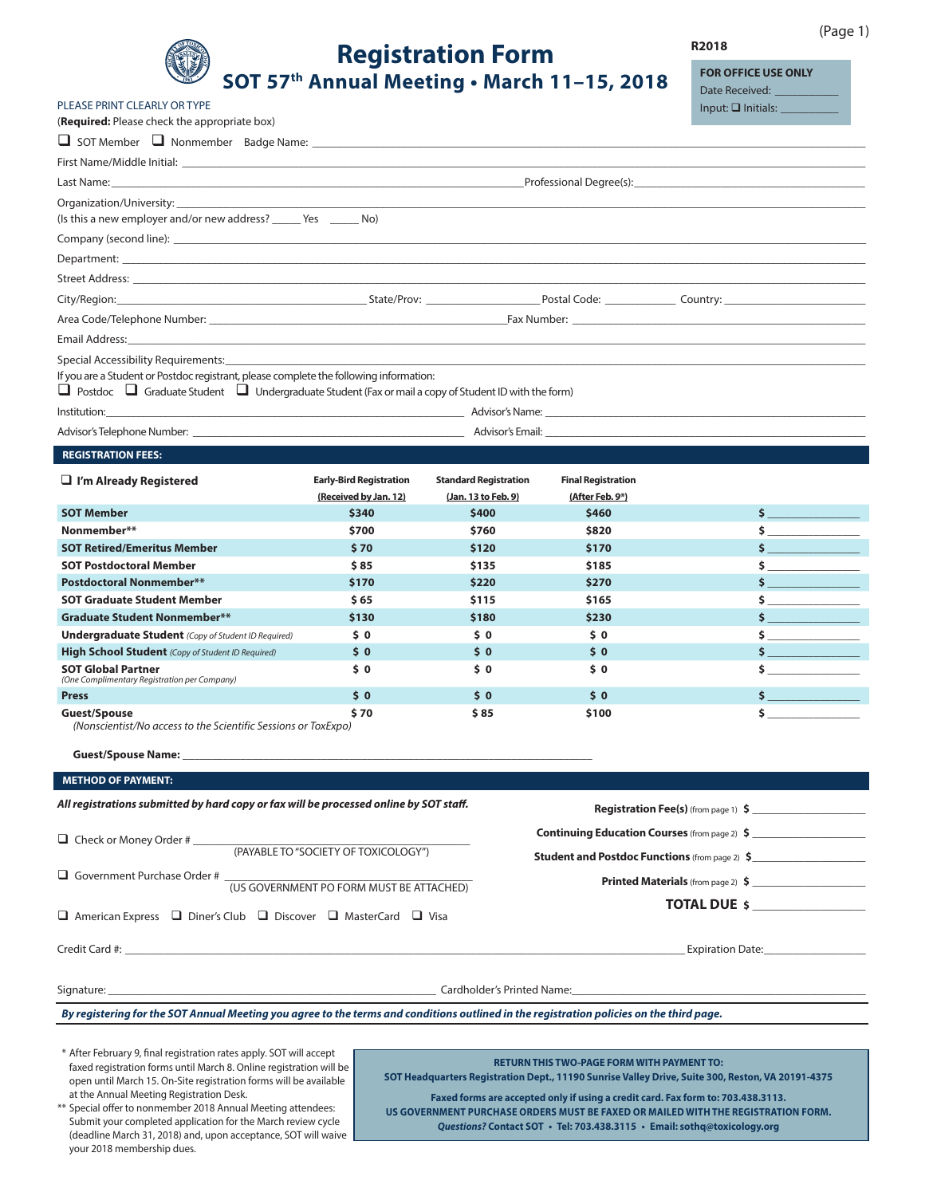# Registration Form

## SOT 57th Annual Meeting • March 11–15, 2018

R2018

**FOR OFFICE USE ONLY**
Date Received: ___________
Input: ❑ Initials: __________

PLEASE PRINT CLEARLY OR TYPE
(**Required:** Please check the appropriate box)

❑ SOT Member ❑ Nonmember Badge Name: ______________________

First Name/Middle Initial: ______________________

Last Name: ______________________ Professional Degree(s): ______________________

Organization/University: ______________________

(Is this a new employer and/or new address? _____ Yes _____ No)

Company (second line): ______________________

Department: ______________________

Street Address: ______________________

City/Region: ______________________ State/Prov: __________ Postal Code: __________ Country: __________

Area Code/Telephone Number: ______________________ Fax Number: ______________________

Email Address: ______________________

Special Accessibility Requirements: ______________________

If you are a Student or Postdoc registrant, please complete the following information:
❑ Postdoc ❑ Graduate Student ❑ Undergraduate Student (Fax or mail a copy of Student ID with the form)

Institution: ______________________ Advisor's Name: ______________________

Advisor's Telephone Number: ______________________ Advisor's Email: ______________________

### REGISTRATION FEES:

| ❑ **I'm Already Registered** | **Early-Bird Registration** (Received by Jan. 12) | **Standard Registration** (Jan. 13 to Feb. 9) | **Final Registration** (After Feb. 9*) | |
|---|---|---|---|---|
| **SOT Member** | $340 | $400 | $460 | $ ________ |
| **Nonmember**** | $700 | $760 | $820 | $ ________ |
| **SOT Retired/Emeritus Member** | $ 70 | $120 | $170 | $ ________ |
| **SOT Postdoctoral Member** | $ 85 | $135 | $185 | $ ________ |
| **Postdoctoral Nonmember**** | $170 | $220 | $270 | $ ________ |
| **SOT Graduate Student Member** | $ 65 | $115 | $165 | $ ________ |
| **Graduate Student Nonmember**** | $130 | $180 | $230 | $ ________ |
| **Undergraduate Student** *(Copy of Student ID Required)* | $ 0 | $ 0 | $ 0 | $ ________ |
| **High School Student** *(Copy of Student ID Required)* | $ 0 | $ 0 | $ 0 | $ ________ |
| **SOT Global Partner** *(One Complimentary Registration per Company)* | $ 0 | $ 0 | $ 0 | $ ________ |
| **Press** | $ 0 | $ 0 | $ 0 | $ ________ |
| **Guest/Spouse** *(Nonscientist/No access to the Scientific Sessions or ToxExpo)* | $ 70 | $ 85 | $100 | $ ________ |

**Guest/Spouse Name:** ______________________

### METHOD OF PAYMENT:

***All registrations submitted by hard copy or fax will be processed online by SOT staff.***

❑ Check or Money Order # ______________________ (PAYABLE TO "SOCIETY OF TOXICOLOGY")

❑ Government Purchase Order # ______________________ (US GOVERNMENT PO FORM MUST BE ATTACHED)

❑ American Express ❑ Diner's Club ❑ Discover ❑ MasterCard ❑ Visa

**Registration Fee(s)** (from page 1) $ ________

**Continuing Education Courses** (from page 2) $ ________

**Student and Postdoc Functions** (from page 2) $ ________

**Printed Materials** (from page 2) $ ________

**TOTAL DUE** $ ________

Credit Card #: ______________________ Expiration Date: __________

Signature: ______________________ Cardholder's Printed Name: ______________________

***By registering for the SOT Annual Meeting you agree to the terms and conditions outlined in the registration policies on the third page.***

\* After February 9, final registration rates apply. SOT will accept faxed registration forms until March 8. Online registration will be open until March 15. On-Site registration forms will be available at the Annual Meeting Registration Desk.

** Special offer to nonmember 2018 Annual Meeting attendees: Submit your completed application for the March review cycle (deadline March 31, 2018) and, upon acceptance, SOT will waive your 2018 membership dues.

**RETURN THIS TWO-PAGE FORM WITH PAYMENT TO:**
**SOT Headquarters Registration Dept., 11190 Sunrise Valley Drive, Suite 300, Reston, VA 20191-4375**

**Faxed forms are accepted only if using a credit card. Fax form to: 703.438.3113.**
**US GOVERNMENT PURCHASE ORDERS MUST BE FAXED OR MAILED WITH THE REGISTRATION FORM.**
***Questions?* Contact SOT • Tel: 703.438.3115 • Email: sothq@toxicology.org**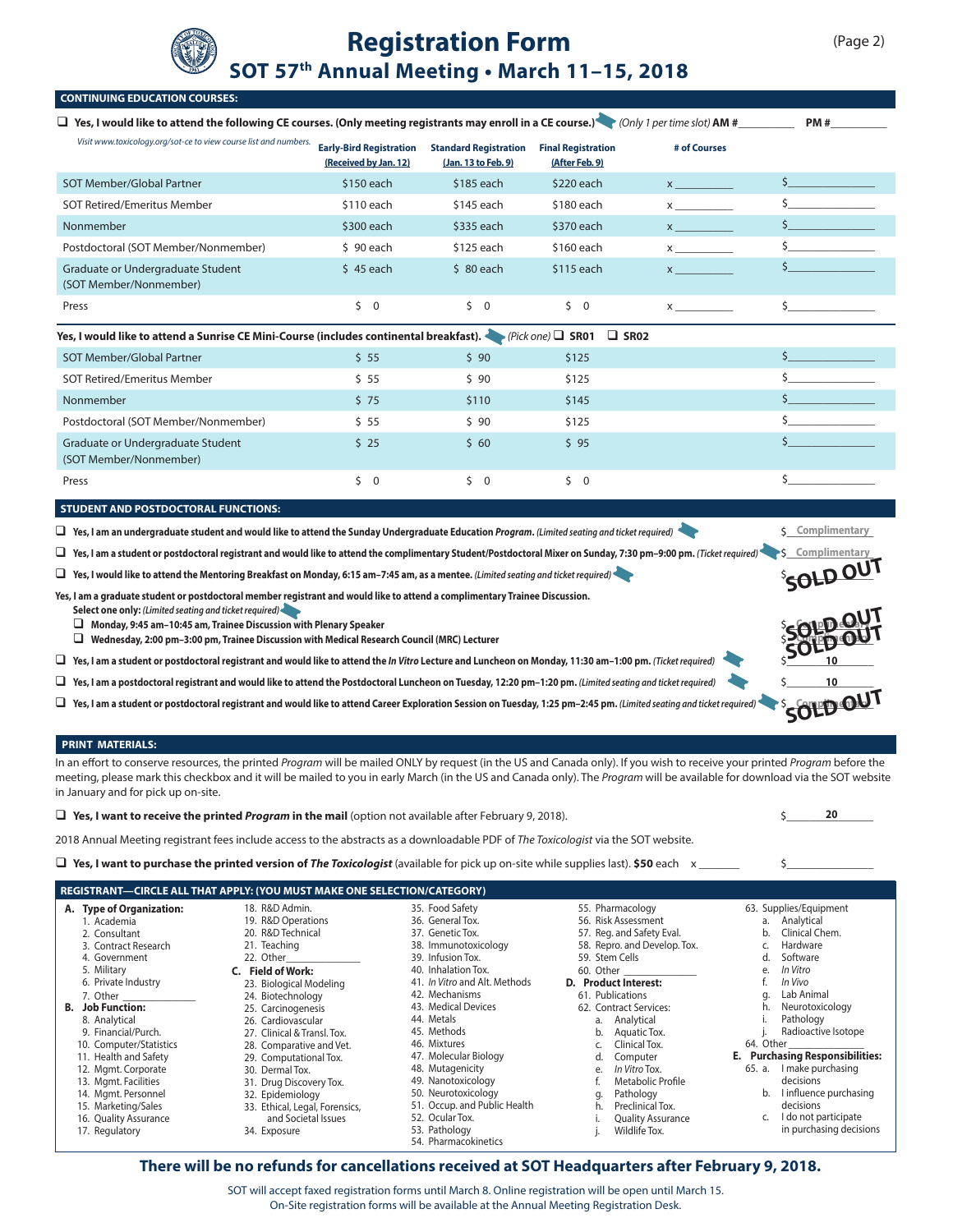# Registration Form

## SOT 57th Annual Meeting • March 11–15, 2018

### CONTINUING EDUCATION COURSES:

❑ **Yes, I would like to attend the following CE courses. (Only meeting registrants may enroll in a CE course.)** *(Only 1 per time slot)* **AM #**_________ **PM #**_________

*Visit www.toxicology.org/sot-ce to view course list and numbers.*

| | Early-Bird Registration (Received by Jan. 12) | Standard Registration (Jan. 13 to Feb. 9) | Final Registration (After Feb. 9) | # of Courses | |
|---|---|---|---|---|---|
| SOT Member/Global Partner | $150 each | $185 each | $220 each | x _________ | $_____________ |
| SOT Retired/Emeritus Member | $110 each | $145 each | $180 each | x _________ | $_____________ |
| Nonmember | $300 each | $335 each | $370 each | x _________ | $_____________ |
| Postdoctoral (SOT Member/Nonmember) | $ 90 each | $125 each | $160 each | x _________ | $_____________ |
| Graduate or Undergraduate Student (SOT Member/Nonmember) | $ 45 each | $ 80 each | $115 each | x _________ | $_____________ |
| Press | $ 0 | $ 0 | $ 0 | x _________ | $_____________ |

**Yes, I would like to attend a Sunrise CE Mini-Course (includes continental breakfast).** *(Pick one)* ❑ **SR01** ❑ **SR02**

| | Early-Bird | Standard | Final | |
|---|---|---|---|---|
| SOT Member/Global Partner | $ 55 | $ 90 | $125 | $_____________ |
| SOT Retired/Emeritus Member | $ 55 | $ 90 | $125 | $_____________ |
| Nonmember | $ 75 | $110 | $145 | $_____________ |
| Postdoctoral (SOT Member/Nonmember) | $ 55 | $ 90 | $125 | $_____________ |
| Graduate or Undergraduate Student (SOT Member/Nonmember) | $ 25 | $ 60 | $ 95 | $_____________ |
| Press | $ 0 | $ 0 | $ 0 | $_____________ |

### STUDENT AND POSTDOCTORAL FUNCTIONS:

❑ **Yes, I am an undergraduate student and would like to attend the Sunday Undergraduate Education** ***Program.*** *(Limited seating and ticket required)* — $ Complimentary

❑ **Yes, I am a student or postdoctoral registrant and would like to attend the complimentary Student/Postdoctoral Mixer on Sunday, 7:30 pm–9:00 pm.** *(Ticket required)* — $ Complimentary

❑ **Yes, I would like to attend the Mentoring Breakfast on Monday, 6:15 am–7:45 am, as a mentee.** *(Limited seating and ticket required)* — $ SOLD OUT

**Yes, I am a graduate student or postdoctoral member registrant and would like to attend a complimentary Trainee Discussion.**
**Select one only:** *(Limited seating and ticket required)*

- ❑ **Monday, 9:45 am–10:45 am, Trainee Discussion with Plenary Speaker** — $ SOLD OUT
- ❑ **Wednesday, 2:00 pm–3:00 pm, Trainee Discussion with Medical Research Council (MRC) Lecturer** — $ SOLD OUT

❑ **Yes, I am a student or postdoctoral registrant and would like to attend the** ***In Vitro*** **Lecture and Luncheon on Monday, 11:30 am–1:00 pm.** *(Ticket required)* — $ 10

❑ **Yes, I am a postdoctoral registrant and would like to attend the Postdoctoral Luncheon on Tuesday, 12:20 pm–1:20 pm.** *(Limited seating and ticket required)* — $ 10

❑ **Yes, I am a student or postdoctoral registrant and would like to attend Career Exploration Session on Tuesday, 1:25 pm–2:45 pm.** *(Limited seating and ticket required)* — $ SOLD OUT

### PRINT MATERIALS:

In an effort to conserve resources, the printed *Program* will be mailed ONLY by request (in the US and Canada only). If you wish to receive your printed *Program* before the meeting, please mark this checkbox and it will be mailed to you in early March (in the US and Canada only). The *Program* will be available for download via the SOT website in January and for pick up on-site.

❑ **Yes, I want to receive the printed** ***Program*** **in the mail** (option not available after February 9, 2018). — $ 20

2018 Annual Meeting registrant fees include access to the abstracts as a downloadable PDF of *The Toxicologist* via the SOT website.

❑ **Yes, I want to purchase the printed version of** ***The Toxicologist*** (available for pick up on-site while supplies last). **$50** each x _______ $_____________

### REGISTRANT—CIRCLE ALL THAT APPLY: (YOU MUST MAKE ONE SELECTION/CATEGORY)

**A. Type of Organization:**
1. Academia
2. Consultant
3. Contract Research
4. Government
5. Military
6. Private Industry
7. Other _____________

**B. Job Function:**

8. Analytical
9. Financial/Purch.
10. Computer/Statistics
11. Health and Safety
12. Mgmt. Corporate
13. Mgmt. Facilities
14. Mgmt. Personnel
15. Marketing/Sales
16. Quality Assurance
17. Regulatory
18. R&D Admin.
19. R&D Operations
20. R&D Technical
21. Teaching
22. Other _____________

**C. Field of Work:**

23. Biological Modeling
24. Biotechnology
25. Carcinogenesis
26. Cardiovascular
27. Clinical & Transl. Tox.
28. Comparative and Vet.
29. Computational Tox.
30. Dermal Tox.
31. Drug Discovery Tox.
32. Epidemiology
33. Ethical, Legal, Forensics, and Societal Issues
34. Exposure
35. Food Safety
36. General Tox.
37. Genetic Tox.
38. Immunotoxicology
39. Infusion Tox.
40. Inhalation Tox.
41. *In Vitro* and Alt. Methods
42. Mechanisms
43. Medical Devices
44. Metals
45. Methods
46. Mixtures
47. Molecular Biology
48. Mutagenicity
49. Nanotoxicology
50. Neurotoxicology
51. Occup. and Public Health
52. Ocular Tox.
53. Pathology
54. Pharmacokinetics
55. Pharmacology
56. Risk Assessment
57. Reg. and Safety Eval.
58. Repro. and Develop. Tox.
59. Stem Cells
60. Other _____________

**D. Product Interest:**

61. Publications
62. Contract Services:
    a. Analytical
    b. Aquatic Tox.
    c. Clinical Tox.
    d. Computer
    e. *In Vitro* Tox.
    f. Metabolic Profile
    g. Pathology
    h. Preclinical Tox.
    i. Quality Assurance
    j. Wildlife Tox.
63. Supplies/Equipment
    a. Analytical
    b. Clinical Chem.
    c. Hardware
    d. Software
    e. *In Vitro*
    f. *In Vivo*
    g. Lab Animal
    h. Neurotoxicology
    i. Pathology
    j. Radioactive Isotope
64. Other _____________

**E. Purchasing Responsibilities:**

65. a. I make purchasing decisions
    b. I influence purchasing decisions
    c. I do not participate in purchasing decisions

**There will be no refunds for cancellations received at SOT Headquarters after February 9, 2018.**

SOT will accept faxed registration forms until March 8. Online registration will be open until March 15.
On-Site registration forms will be available at the Annual Meeting Registration Desk.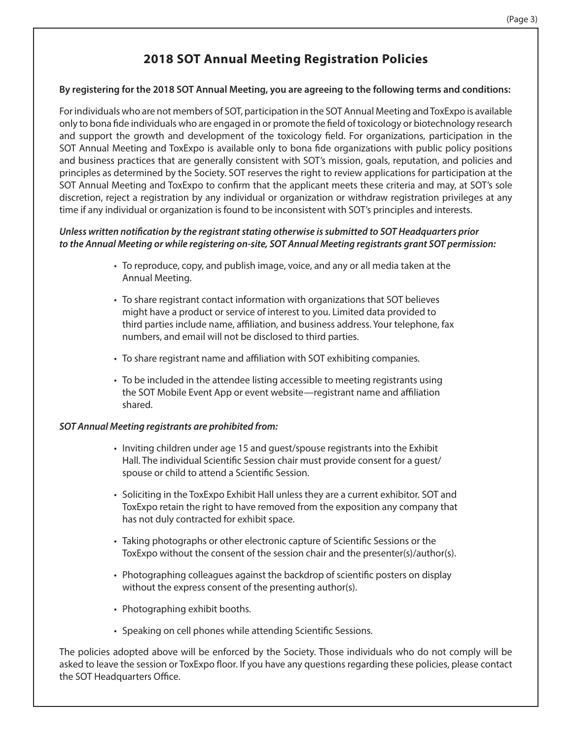# 2018 SOT Annual Meeting Registration Policies

**By registering for the 2018 SOT Annual Meeting, you are agreeing to the following terms and conditions:**

For individuals who are not members of SOT, participation in the SOT Annual Meeting and ToxExpo is available only to bona fide individuals who are engaged in or promote the field of toxicology or biotechnology research and support the growth and development of the toxicology field. For organizations, participation in the SOT Annual Meeting and ToxExpo is available only to bona fide organizations with public policy positions and business practices that are generally consistent with SOT's mission, goals, reputation, and policies and principles as determined by the Society. SOT reserves the right to review applications for participation at the SOT Annual Meeting and ToxExpo to confirm that the applicant meets these criteria and may, at SOT's sole discretion, reject a registration by any individual or organization or withdraw registration privileges at any time if any individual or organization is found to be inconsistent with SOT's principles and interests.

***Unless written notification by the registrant stating otherwise is submitted to SOT Headquarters prior to the Annual Meeting or while registering on-site, SOT Annual Meeting registrants grant SOT permission:***

- To reproduce, copy, and publish image, voice, and any or all media taken at the Annual Meeting.
- To share registrant contact information with organizations that SOT believes might have a product or service of interest to you. Limited data provided to third parties include name, affiliation, and business address. Your telephone, fax numbers, and email will not be disclosed to third parties.
- To share registrant name and affiliation with SOT exhibiting companies.
- To be included in the attendee listing accessible to meeting registrants using the SOT Mobile Event App or event website—registrant name and affiliation shared.

***SOT Annual Meeting registrants are prohibited from:***

- Inviting children under age 15 and guest/spouse registrants into the Exhibit Hall. The individual Scientific Session chair must provide consent for a guest/spouse or child to attend a Scientific Session.
- Soliciting in the ToxExpo Exhibit Hall unless they are a current exhibitor. SOT and ToxExpo retain the right to have removed from the exposition any company that has not duly contracted for exhibit space.
- Taking photographs or other electronic capture of Scientific Sessions or the ToxExpo without the consent of the session chair and the presenter(s)/author(s).
- Photographing colleagues against the backdrop of scientific posters on display without the express consent of the presenting author(s).
- Photographing exhibit booths.
- Speaking on cell phones while attending Scientific Sessions.

The policies adopted above will be enforced by the Society. Those individuals who do not comply will be asked to leave the session or ToxExpo floor. If you have any questions regarding these policies, please contact the SOT Headquarters Office.